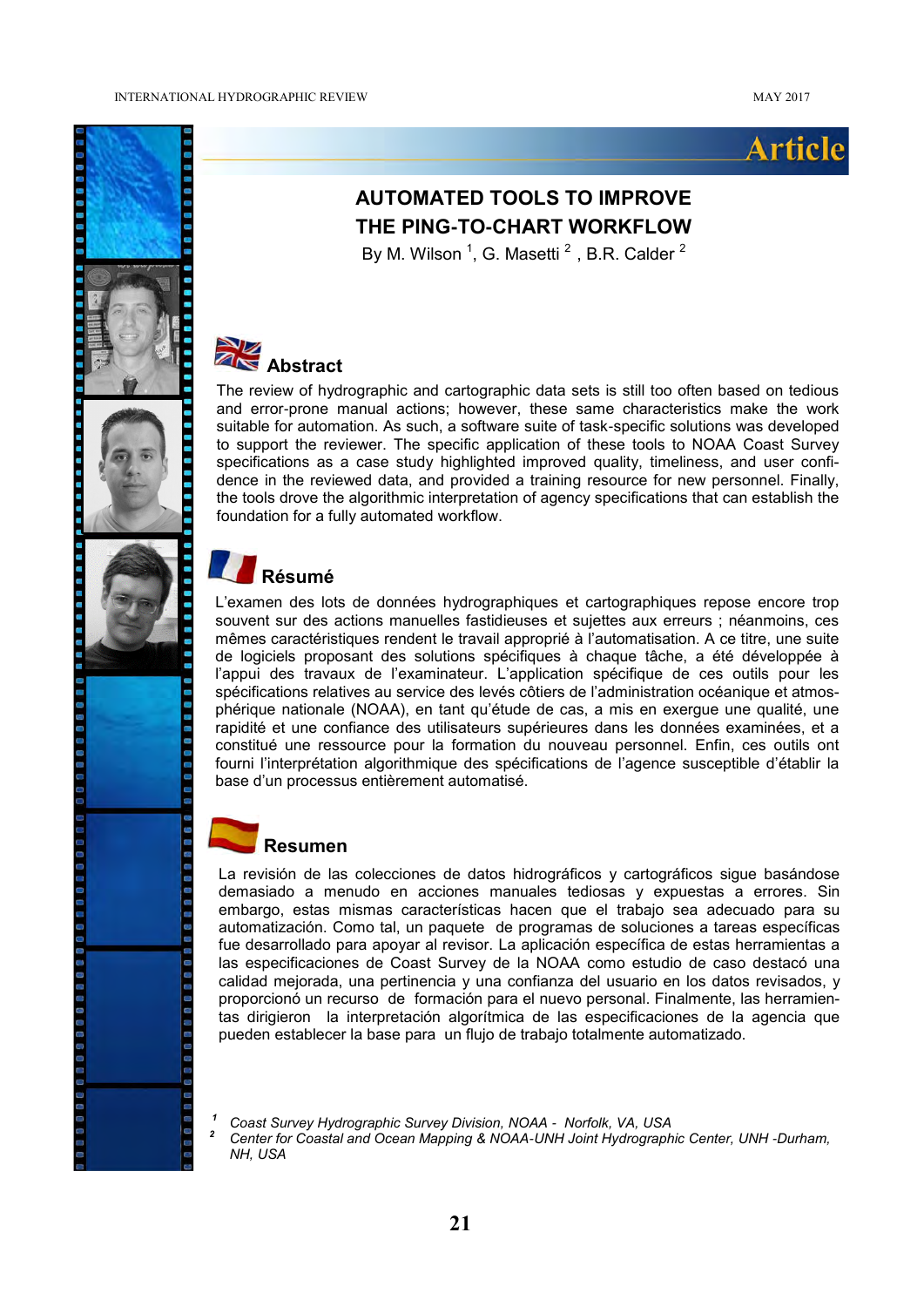Article

# AUTOMATED TOOLS TO IMPROVE THE PING-TO-CHART WORKFLOW

By M. Wilson [1], G. Masetti [2] , B.R. Calder [2]

## Abstract

The review of hydrographic and cartographic data sets is still too often based on tedious and error-prone manual actions; however, these same characteristics make the work suitable for automation. As such, a software suite of task-specific solutions was developed to support the reviewer. The specific application of these tools to NOAA Coast Survey specifications as a case study highlighted improved quality, timeliness, and user confidence in the reviewed data, and provided a training resource for new personnel. Finally, the tools drove the algorithmic interpretation of agency specifications that can establish the foundation for a fully automated workflow.

## Résumé

L'examen des lots de données hydrographiques et cartographiques repose encore trop souvent sur des actions manuelles fastidieuses et sujettes aux erreurs ; néanmoins, ces mêmes caractéristiques rendent le travail approprié à l'automatisation. A ce titre, une suite de logiciels proposant des solutions spécifiques à chaque tâche, a été développée à l'appui des travaux de l'examinateur. L'application spécifique de ces outils pour les spécifications relatives au service des levés côtiers de l'administration océanique et atmosphérique nationale (NOAA), en tant qu'étude de cas, a mis en exergue une qualité, une rapidité et une confiance des utilisateurs supérieures dans les données examinées, et a constitué une ressource pour la formation du nouveau personnel. Enfin, ces outils ont fourni l'interprétation algorithmique des spécifications de l'agence susceptible d'établir la base d'un processus entièrement automatisé.

## Resumen

La revisión de las colecciones de datos hidrográficos y cartográficos sigue basándose demasiado a menudo en acciones manuales tediosas y expuestas a errores. Sin embargo, estas mismas características hacen que el trabajo sea adecuado para su automatización. Como tal, un paquete de programas de soluciones a tareas específicas fue desarrollado para apoyar al revisor. La aplicación específica de estas herramientas a las especificaciones de Coast Survey de la NOAA como estudio de caso destacó una calidad mejorada, una pertinencia y una confianza del usuario en los datos revisados, y proporcionó un recurso de formación para el nuevo personal. Finalmente, las herramientas dirigieron la interpretación algorítmica de las especificaciones de la agencia que pueden establecer la base para un flujo de trabajo totalmente automatizado.

---

[1] *Coast Survey Hydrographic Survey Division, NOAA - Norfolk, VA, USA*

[2] *Center for Coastal and Ocean Mapping & NOAA-UNH Joint Hydrographic Center, UNH -Durham, NH, USA*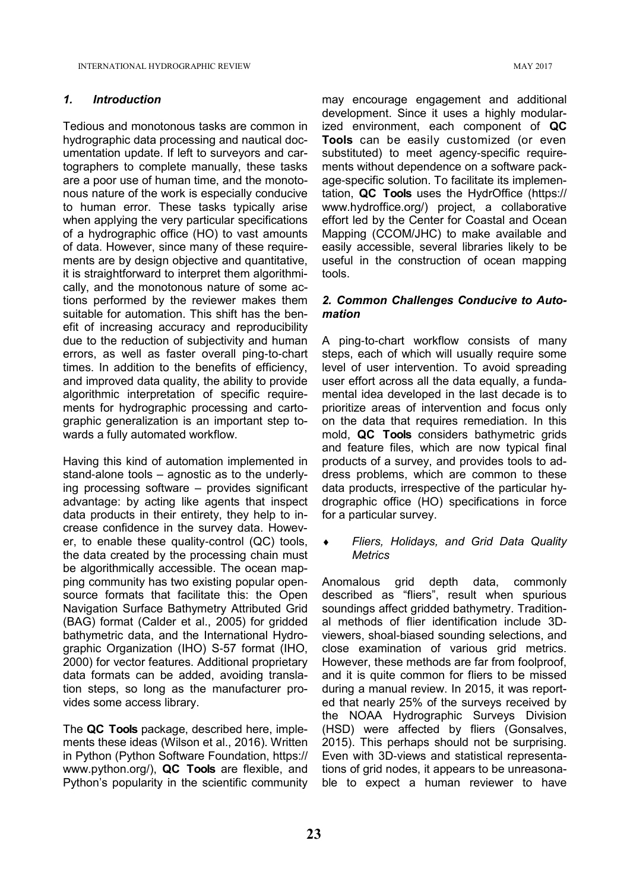## *1. Introduction*

Tedious and monotonous tasks are common in hydrographic data processing and nautical documentation update. If left to surveyors and cartographers to complete manually, these tasks are a poor use of human time, and the monotonous nature of the work is especially conducive to human error. These tasks typically arise when applying the very particular specifications of a hydrographic office (HO) to vast amounts of data. However, since many of these requirements are by design objective and quantitative, it is straightforward to interpret them algorithmically, and the monotonous nature of some actions performed by the reviewer makes them suitable for automation. This shift has the benefit of increasing accuracy and reproducibility due to the reduction of subjectivity and human errors, as well as faster overall ping-to-chart times. In addition to the benefits of efficiency, and improved data quality, the ability to provide algorithmic interpretation of specific requirements for hydrographic processing and cartographic generalization is an important step towards a fully automated workflow.

Having this kind of automation implemented in stand-alone tools – agnostic as to the underlying processing software – provides significant advantage: by acting like agents that inspect data products in their entirety, they help to increase confidence in the survey data. However, to enable these quality-control (QC) tools, the data created by the processing chain must be algorithmically accessible. The ocean mapping community has two existing popular open-source formats that facilitate this: the Open Navigation Surface Bathymetry Attributed Grid (BAG) format (Calder et al., 2005) for gridded bathymetric data, and the International Hydrographic Organization (IHO) S-57 format (IHO, 2000) for vector features. Additional proprietary data formats can be added, avoiding translation steps, so long as the manufacturer provides some access library.

The **QC Tools** package, described here, implements these ideas (Wilson et al., 2016). Written in Python (Python Software Foundation, https://www.python.org/), **QC Tools** are flexible, and Python's popularity in the scientific community may encourage engagement and additional development. Since it uses a highly modularized environment, each component of **QC Tools** can be easily customized (or even substituted) to meet agency-specific requirements without dependence on a software package-specific solution. To facilitate its implementation, **QC Tools** uses the HydrOffice (https://www.hydroffice.org/) project, a collaborative effort led by the Center for Coastal and Ocean Mapping (CCOM/JHC) to make available and easily accessible, several libraries likely to be useful in the construction of ocean mapping tools.

## *2. Common Challenges Conducive to Automation*

A ping-to-chart workflow consists of many steps, each of which will usually require some level of user intervention. To avoid spreading user effort across all the data equally, a fundamental idea developed in the last decade is to prioritize areas of intervention and focus only on the data that requires remediation. In this mold, **QC Tools** considers bathymetric grids and feature files, which are now typical final products of a survey, and provides tools to address problems, which are common to these data products, irrespective of the particular hydrographic office (HO) specifications in force for a particular survey.

- *Fliers, Holidays, and Grid Data Quality Metrics*

Anomalous grid depth data, commonly described as "fliers", result when spurious soundings affect gridded bathymetry. Traditional methods of flier identification include 3D-viewers, shoal-biased sounding selections, and close examination of various grid metrics. However, these methods are far from foolproof, and it is quite common for fliers to be missed during a manual review. In 2015, it was reported that nearly 25% of the surveys received by the NOAA Hydrographic Surveys Division (HSD) were affected by fliers (Gonsalves, 2015). This perhaps should not be surprising. Even with 3D-views and statistical representations of grid nodes, it appears to be unreasonable to expect a human reviewer to have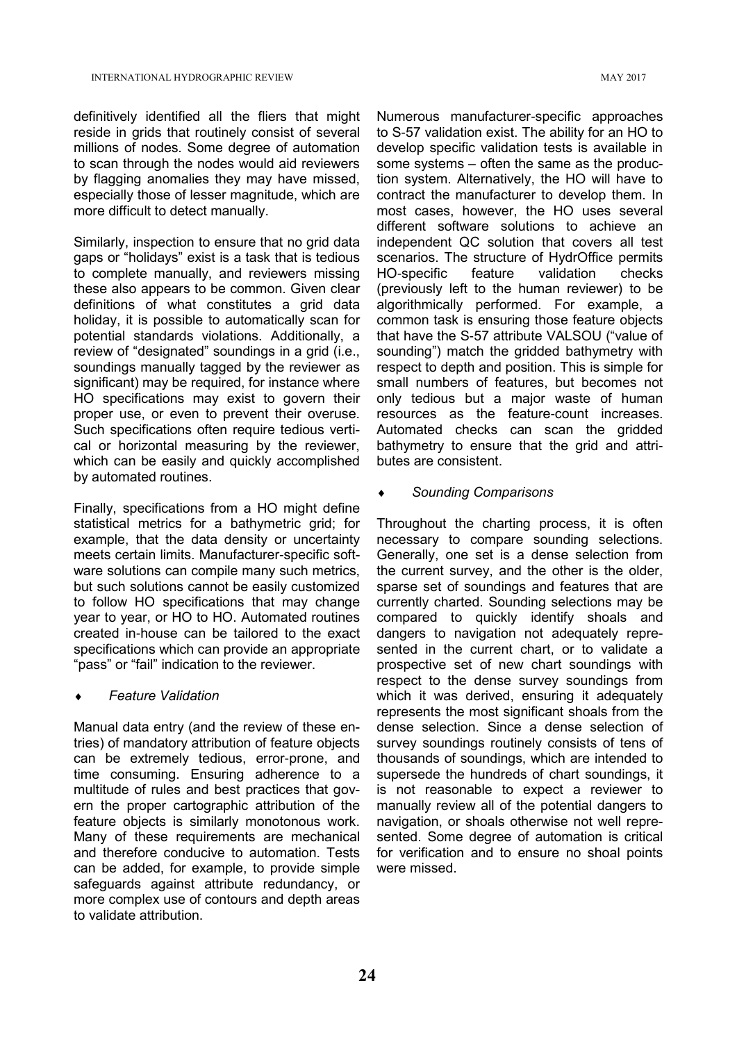definitively identified all the fliers that might reside in grids that routinely consist of several millions of nodes. Some degree of automation to scan through the nodes would aid reviewers by flagging anomalies they may have missed, especially those of lesser magnitude, which are more difficult to detect manually.

Similarly, inspection to ensure that no grid data gaps or "holidays" exist is a task that is tedious to complete manually, and reviewers missing these also appears to be common. Given clear definitions of what constitutes a grid data holiday, it is possible to automatically scan for potential standards violations. Additionally, a review of "designated" soundings in a grid (i.e., soundings manually tagged by the reviewer as significant) may be required, for instance where HO specifications may exist to govern their proper use, or even to prevent their overuse. Such specifications often require tedious vertical or horizontal measuring by the reviewer, which can be easily and quickly accomplished by automated routines.

Finally, specifications from a HO might define statistical metrics for a bathymetric grid; for example, that the data density or uncertainty meets certain limits. Manufacturer-specific software solutions can compile many such metrics, but such solutions cannot be easily customized to follow HO specifications that may change year to year, or HO to HO. Automated routines created in-house can be tailored to the exact specifications which can provide an appropriate "pass" or "fail" indication to the reviewer.

- *Feature Validation*

Manual data entry (and the review of these entries) of mandatory attribution of feature objects can be extremely tedious, error-prone, and time consuming. Ensuring adherence to a multitude of rules and best practices that govern the proper cartographic attribution of the feature objects is similarly monotonous work. Many of these requirements are mechanical and therefore conducive to automation. Tests can be added, for example, to provide simple safeguards against attribute redundancy, or more complex use of contours and depth areas to validate attribution.

Numerous manufacturer-specific approaches to S-57 validation exist. The ability for an HO to develop specific validation tests is available in some systems – often the same as the production system. Alternatively, the HO will have to contract the manufacturer to develop them. In most cases, however, the HO uses several different software solutions to achieve an independent QC solution that covers all test scenarios. The structure of HydrOffice permits HO-specific feature validation checks (previously left to the human reviewer) to be algorithmically performed. For example, a common task is ensuring those feature objects that have the S-57 attribute VALSOU ("value of sounding") match the gridded bathymetry with respect to depth and position. This is simple for small numbers of features, but becomes not only tedious but a major waste of human resources as the feature-count increases. Automated checks can scan the gridded bathymetry to ensure that the grid and attributes are consistent.

- *Sounding Comparisons*

Throughout the charting process, it is often necessary to compare sounding selections. Generally, one set is a dense selection from the current survey, and the other is the older, sparse set of soundings and features that are currently charted. Sounding selections may be compared to quickly identify shoals and dangers to navigation not adequately represented in the current chart, or to validate a prospective set of new chart soundings with respect to the dense survey soundings from which it was derived, ensuring it adequately represents the most significant shoals from the dense selection. Since a dense selection of survey soundings routinely consists of tens of thousands of soundings, which are intended to supersede the hundreds of chart soundings, it is not reasonable to expect a reviewer to manually review all of the potential dangers to navigation, or shoals otherwise not well represented. Some degree of automation is critical for verification and to ensure no shoal points were missed.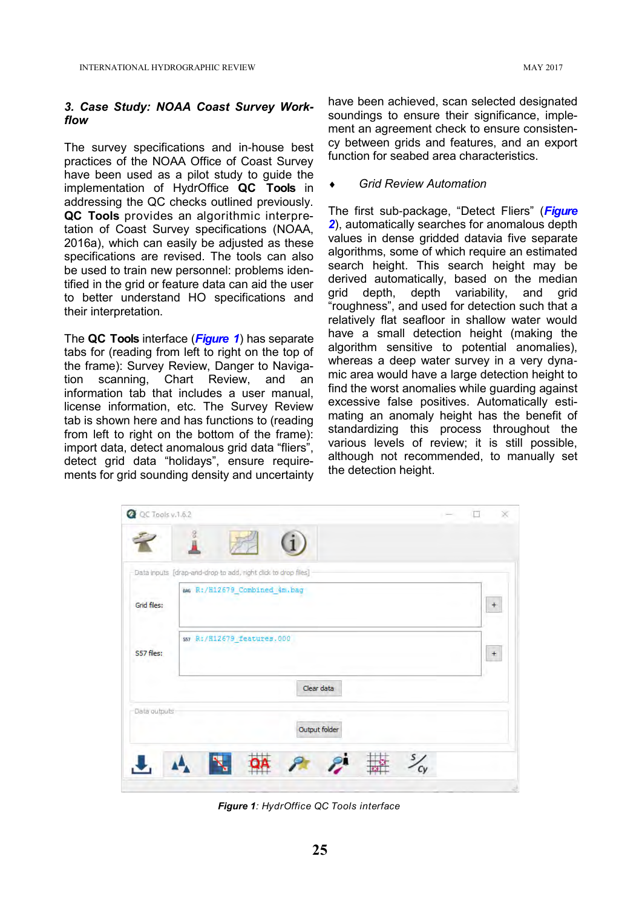### *3. Case Study: NOAA Coast Survey Workflow*

The survey specifications and in-house best practices of the NOAA Office of Coast Survey have been used as a pilot study to guide the implementation of HydrOffice **QC Tools** in addressing the QC checks outlined previously. **QC Tools** provides an algorithmic interpretation of Coast Survey specifications (NOAA, 2016a), which can easily be adjusted as these specifications are revised. The tools can also be used to train new personnel: problems identified in the grid or feature data can aid the user to better understand HO specifications and their interpretation.

The **QC Tools** interface (***Figure 1***) has separate tabs for (reading from left to right on the top of the frame): Survey Review, Danger to Navigation scanning, Chart Review, and an information tab that includes a user manual, license information, etc. The Survey Review tab is shown here and has functions to (reading from left to right on the bottom of the frame): import data, detect anomalous grid data "fliers", detect grid data "holidays", ensure requirements for grid sounding density and uncertainty have been achieved, scan selected designated soundings to ensure their significance, implement an agreement check to ensure consistency between grids and features, and an export function for seabed area characteristics.

- *Grid Review Automation*

The first sub-package, "Detect Fliers" (***Figure 2***), automatically searches for anomalous depth values in dense gridded datavia five separate algorithms, some of which require an estimated search height. This search height may be derived automatically, based on the median grid depth, depth variability, and grid "roughness", and used for detection such that a relatively flat seafloor in shallow water would have a small detection height (making the algorithm sensitive to potential anomalies), whereas a deep water survey in a very dynamic area would have a large detection height to find the worst anomalies while guarding against excessive false positives. Automatically estimating an anomaly height has the benefit of standardizing this process throughout the various levels of review; it is still possible, although not recommended, to manually set the detection height.

***Figure 1****: HydrOffice QC Tools interface*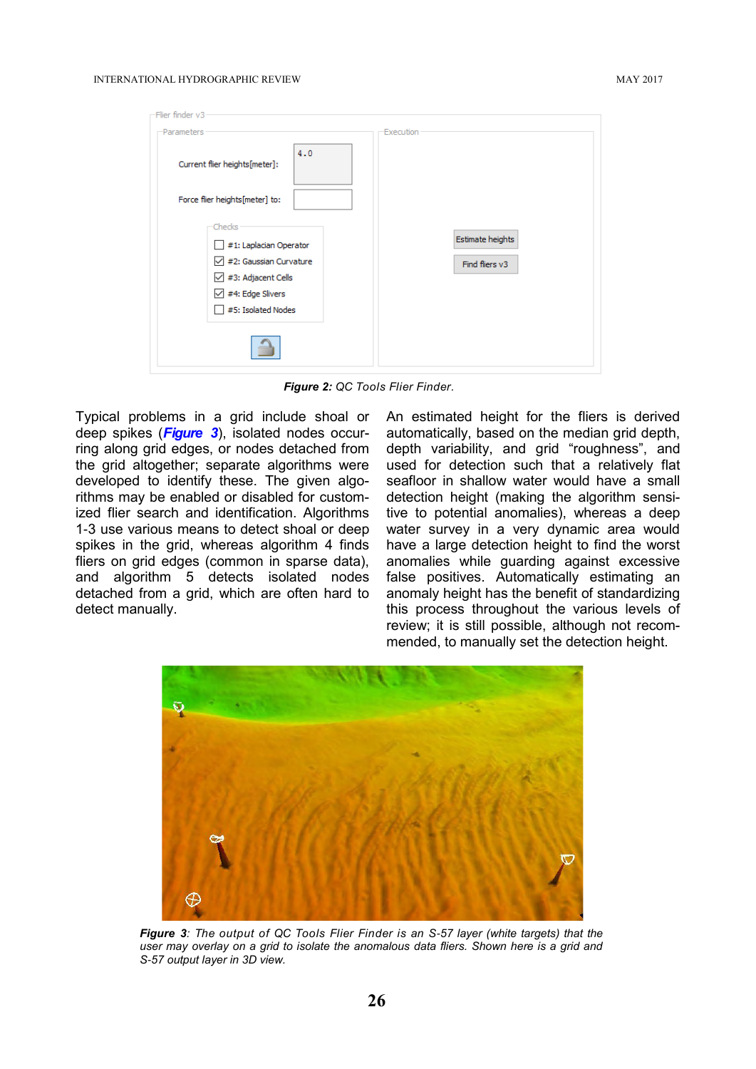**Figure 2:** QC Tools Flier Finder.

Typical problems in a grid include shoal or deep spikes (***Figure 3***), isolated nodes occurring along grid edges, or nodes detached from the grid altogether; separate algorithms were developed to identify these. The given algorithms may be enabled or disabled for customized flier search and identification. Algorithms 1-3 use various means to detect shoal or deep spikes in the grid, whereas algorithm 4 finds fliers on grid edges (common in sparse data), and algorithm 5 detects isolated nodes detached from a grid, which are often hard to detect manually.

An estimated height for the fliers is derived automatically, based on the median grid depth, depth variability, and grid "roughness", and used for detection such that a relatively flat seafloor in shallow water would have a small detection height (making the algorithm sensitive to potential anomalies), whereas a deep water survey in a very dynamic area would have a large detection height to find the worst anomalies while guarding against excessive false positives. Automatically estimating an anomaly height has the benefit of standardizing this process throughout the various levels of review; it is still possible, although not recommended, to manually set the detection height.

***Figure 3***: *The output of QC Tools Flier Finder is an S-57 layer (white targets) that the user may overlay on a grid to isolate the anomalous data fliers. Shown here is a grid and S-57 output layer in 3D view.*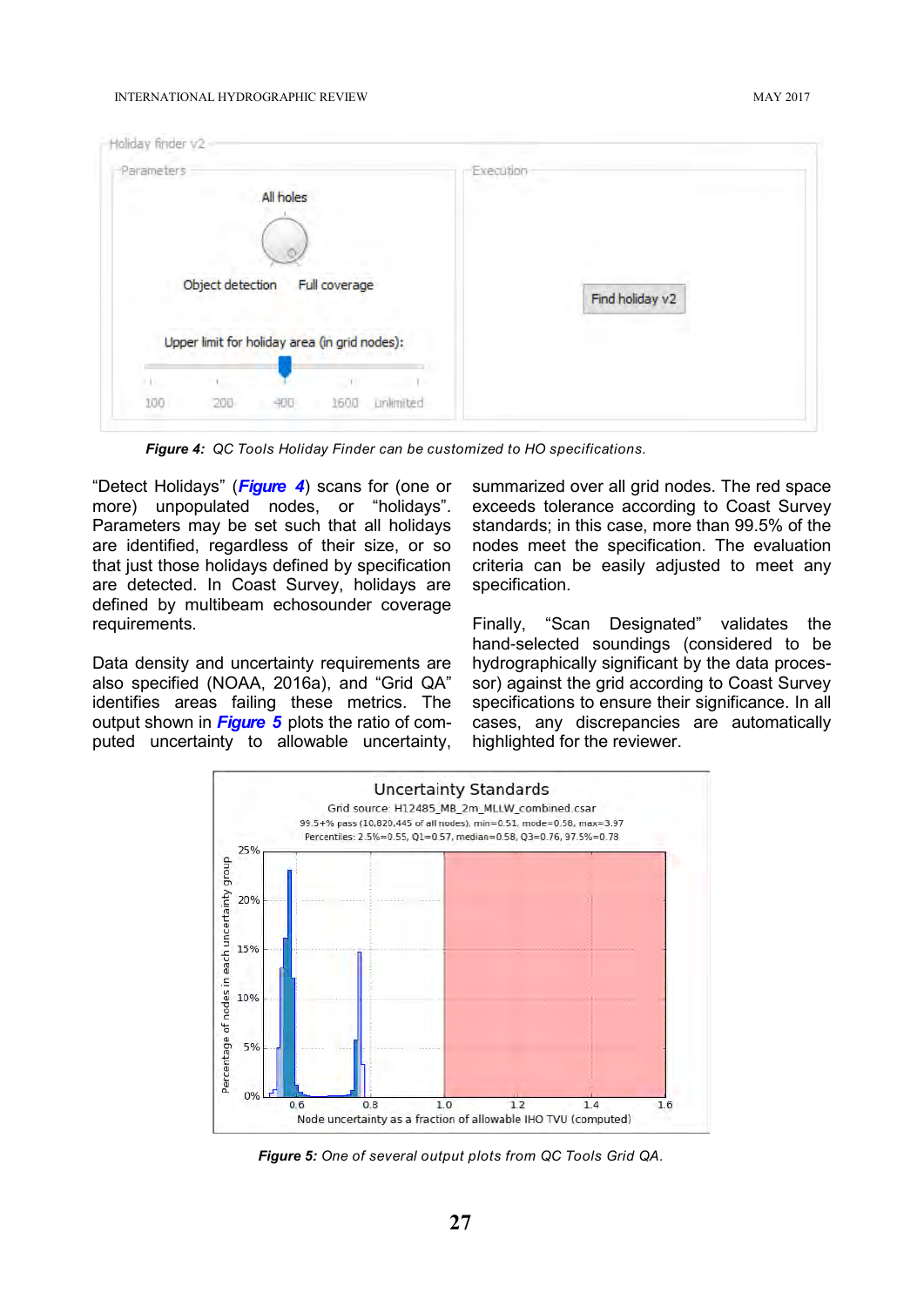*Figure 4: QC Tools Holiday Finder can be customized to HO specifications.*

"Detect Holidays" (***Figure 4***) scans for (one or more) unpopulated nodes, or "holidays". Parameters may be set such that all holidays are identified, regardless of their size, or so that just those holidays defined by specification are detected. In Coast Survey, holidays are defined by multibeam echosounder coverage requirements.

Data density and uncertainty requirements are also specified (NOAA, 2016a), and "Grid QA" identifies areas failing these metrics. The output shown in ***Figure 5*** plots the ratio of computed uncertainty to allowable uncertainty, summarized over all grid nodes. The red space exceeds tolerance according to Coast Survey standards; in this case, more than 99.5% of the nodes meet the specification. The evaluation criteria can be easily adjusted to meet any specification.

Finally, "Scan Designated" validates the hand-selected soundings (considered to be hydrographically significant by the data processor) against the grid according to Coast Survey specifications to ensure their significance. In all cases, any discrepancies are automatically highlighted for the reviewer.

***Figure 5:*** *One of several output plots from QC Tools Grid QA.*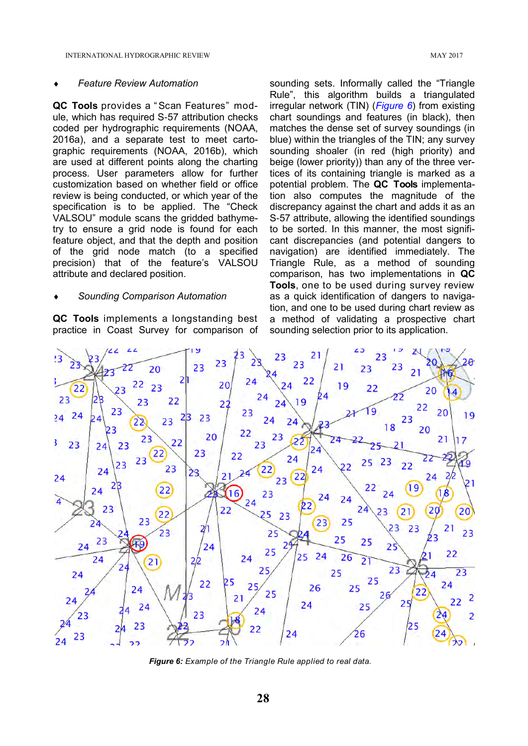- *Feature Review Automation*

**QC Tools** provides a "Scan Features" module, which has required S-57 attribution checks coded per hydrographic requirements (NOAA, 2016a), and a separate test to meet cartographic requirements (NOAA, 2016b), which are used at different points along the charting process. User parameters allow for further customization based on whether field or office review is being conducted, or which year of the specification is to be applied. The "Check VALSOU" module scans the gridded bathymetry to ensure a grid node is found for each feature object, and that the depth and position of the grid node match (to a specified precision) that of the feature's VALSOU attribute and declared position.

- *Sounding Comparison Automation*

**QC Tools** implements a longstanding best practice in Coast Survey for comparison of sounding sets. Informally called the "Triangle Rule", this algorithm builds a triangulated irregular network (TIN) (*Figure 6*) from existing chart soundings and features (in black), then matches the dense set of survey soundings (in blue) within the triangles of the TIN; any survey sounding shoaler (in red (high priority) and beige (lower priority)) than any of the three vertices of its containing triangle is marked as a potential problem. The **QC Tools** implementation also computes the magnitude of the discrepancy against the chart and adds it as an S-57 attribute, allowing the identified soundings to be sorted. In this manner, the most significant discrepancies (and potential dangers to navigation) are identified immediately. The Triangle Rule, as a method of sounding comparison, has two implementations in **QC Tools**, one to be used during survey review as a quick identification of dangers to navigation, and one to be used during chart review as a method of validating a prospective chart sounding selection prior to its application.

***Figure 6:*** *Example of the Triangle Rule applied to real data.*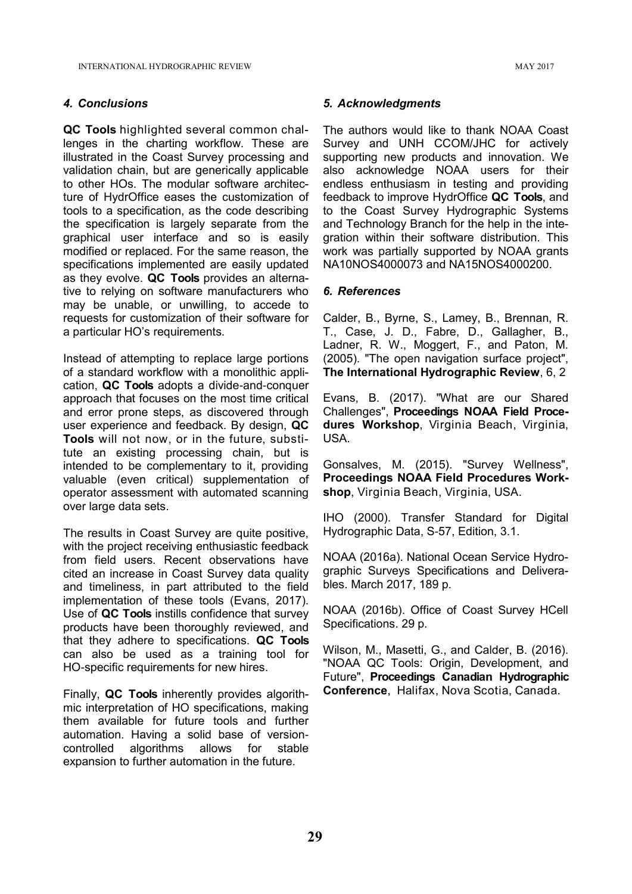## *4. Conclusions*

**QC Tools** highlighted several common challenges in the charting workflow. These are illustrated in the Coast Survey processing and validation chain, but are generically applicable to other HOs. The modular software architecture of HydrOffice eases the customization of tools to a specification, as the code describing the specification is largely separate from the graphical user interface and so is easily modified or replaced. For the same reason, the specifications implemented are easily updated as they evolve. **QC Tools** provides an alternative to relying on software manufacturers who may be unable, or unwilling, to accede to requests for customization of their software for a particular HO's requirements.

Instead of attempting to replace large portions of a standard workflow with a monolithic application, **QC Tools** adopts a divide-and-conquer approach that focuses on the most time critical and error prone steps, as discovered through user experience and feedback. By design, **QC Tools** will not now, or in the future, substitute an existing processing chain, but is intended to be complementary to it, providing valuable (even critical) supplementation of operator assessment with automated scanning over large data sets.

The results in Coast Survey are quite positive, with the project receiving enthusiastic feedback from field users. Recent observations have cited an increase in Coast Survey data quality and timeliness, in part attributed to the field implementation of these tools (Evans, 2017). Use of **QC Tools** instills confidence that survey products have been thoroughly reviewed, and that they adhere to specifications. **QC Tools** can also be used as a training tool for HO-specific requirements for new hires.

Finally, **QC Tools** inherently provides algorithmic interpretation of HO specifications, making them available for future tools and further automation. Having a solid base of version-controlled algorithms allows for stable expansion to further automation in the future.

## *5. Acknowledgments*

The authors would like to thank NOAA Coast Survey and UNH CCOM/JHC for actively supporting new products and innovation. We also acknowledge NOAA users for their endless enthusiasm in testing and providing feedback to improve HydrOffice **QC Tools**, and to the Coast Survey Hydrographic Systems and Technology Branch for the help in the integration within their software distribution. This work was partially supported by NOAA grants NA10NOS4000073 and NA15NOS4000200.

## *6. References*

Calder, B., Byrne, S., Lamey, B., Brennan, R. T., Case, J. D., Fabre, D., Gallagher, B., Ladner, R. W., Moggert, F., and Paton, M. (2005). "The open navigation surface project", **The International Hydrographic Review**, 6, 2

Evans, B. (2017). "What are our Shared Challenges", **Proceedings NOAA Field Procedures Workshop**, Virginia Beach, Virginia, USA.

Gonsalves, M. (2015). "Survey Wellness", **Proceedings NOAA Field Procedures Workshop**, Virginia Beach, Virginia, USA.

IHO (2000). Transfer Standard for Digital Hydrographic Data, S-57, Edition, 3.1.

NOAA (2016a). National Ocean Service Hydrographic Surveys Specifications and Deliverables. March 2017, 189 p.

NOAA (2016b). Office of Coast Survey HCell Specifications. 29 p.

Wilson, M., Masetti, G., and Calder, B. (2016). "NOAA QC Tools: Origin, Development, and Future", **Proceedings Canadian Hydrographic Conference**, Halifax, Nova Scotia, Canada.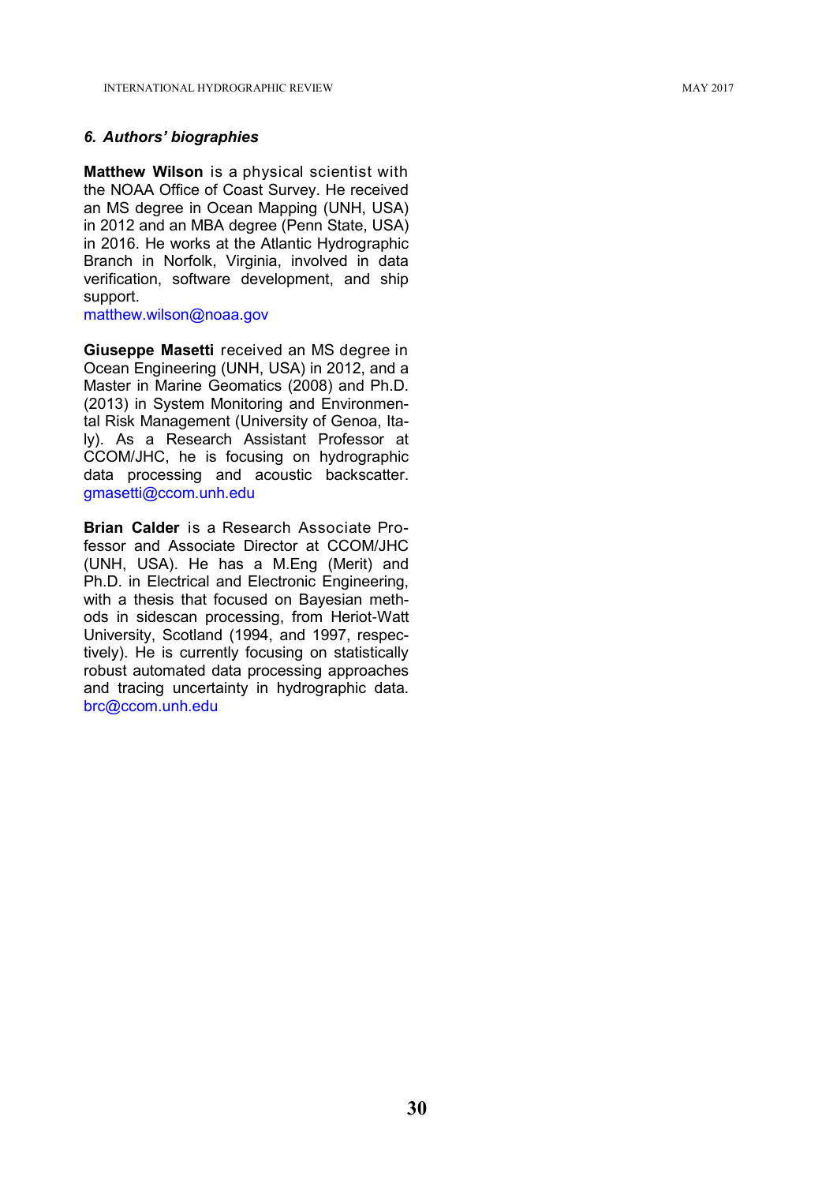### *6. Authors' biographies*

**Matthew Wilson** is a physical scientist with the NOAA Office of Coast Survey. He received an MS degree in Ocean Mapping (UNH, USA) in 2012 and an MBA degree (Penn State, USA) in 2016. He works at the Atlantic Hydrographic Branch in Norfolk, Virginia, involved in data verification, software development, and ship support.
matthew.wilson@noaa.gov

**Giuseppe Masetti** received an MS degree in Ocean Engineering (UNH, USA) in 2012, and a Master in Marine Geomatics (2008) and Ph.D. (2013) in System Monitoring and Environmental Risk Management (University of Genoa, Italy). As a Research Assistant Professor at CCOM/JHC, he is focusing on hydrographic data processing and acoustic backscatter. gmasetti@ccom.unh.edu

**Brian Calder** is a Research Associate Professor and Associate Director at CCOM/JHC (UNH, USA). He has a M.Eng (Merit) and Ph.D. in Electrical and Electronic Engineering, with a thesis that focused on Bayesian methods in sidescan processing, from Heriot-Watt University, Scotland (1994, and 1997, respectively). He is currently focusing on statistically robust automated data processing approaches and tracing uncertainty in hydrographic data. brc@ccom.unh.edu